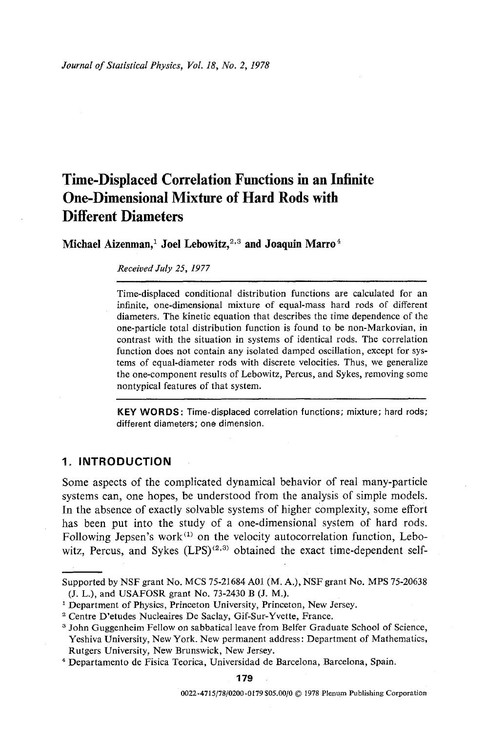# Time-Displaced Correlation Functions in an Infinite One-Dimensional Mixture of Hard Rods with Different Diameters

**Michael Aizenman,[1] Joel Lebowitz,[2,3] and Joaquin Marro[4]**

*Received July 25, 1977*

Time-displaced conditional distribution functions are calculated for an infinite, one-dimensional mixture of equal-mass hard rods of different diameters. The kinetic equation that describes the time dependence of the one-particle total distribution function is found to be non-Markovian, in contrast with the situation in systems of identical rods. The correlation function does not contain any isolated damped oscillation, except for systems of equal-diameter rods with discrete velocities. Thus, we generalize the one-component results of Lebowitz, Percus, and Sykes, removing some nontypical features of that system.

**KEY WORDS:** Time-displaced correlation functions; mixture; hard rods; different diameters; one dimension.

## 1. INTRODUCTION

Some aspects of the complicated dynamical behavior of real many-particle systems can, one hopes, be understood from the analysis of simple models. In the absence of exactly solvable systems of higher complexity, some effort has been put into the study of a one-dimensional system of hard rods. Following Jepsen's work[1] on the velocity autocorrelation function, Lebowitz, Percus, and Sykes (LPS)[2,3] obtained the exact time-dependent self-

---

Supported by NSF grant No. MCS 75-21684 A01 (M. A.), NSF grant No. MPS 75-20638 (J. L.), and USAFOSR grant No. 73-2430 B (J. M.).

[1] Department of Physics, Princeton University, Princeton, New Jersey.

[2] Centre D'etudes Nucleaires De Saclay, Gif-Sur-Yvette, France.

[3] John Guggenheim Fellow on sabbatical leave from Belfer Graduate School of Science, Yeshiva University, New York. New permanent address: Department of Mathematics, Rutgers University, New Brunswick, New Jersey.

[4] Departamento de Fisica Teorica, Universidad de Barcelona, Barcelona, Spain.

0022-4715/78/0200-0179 $05.00/0 © 1978 Plenum Publishing Corporation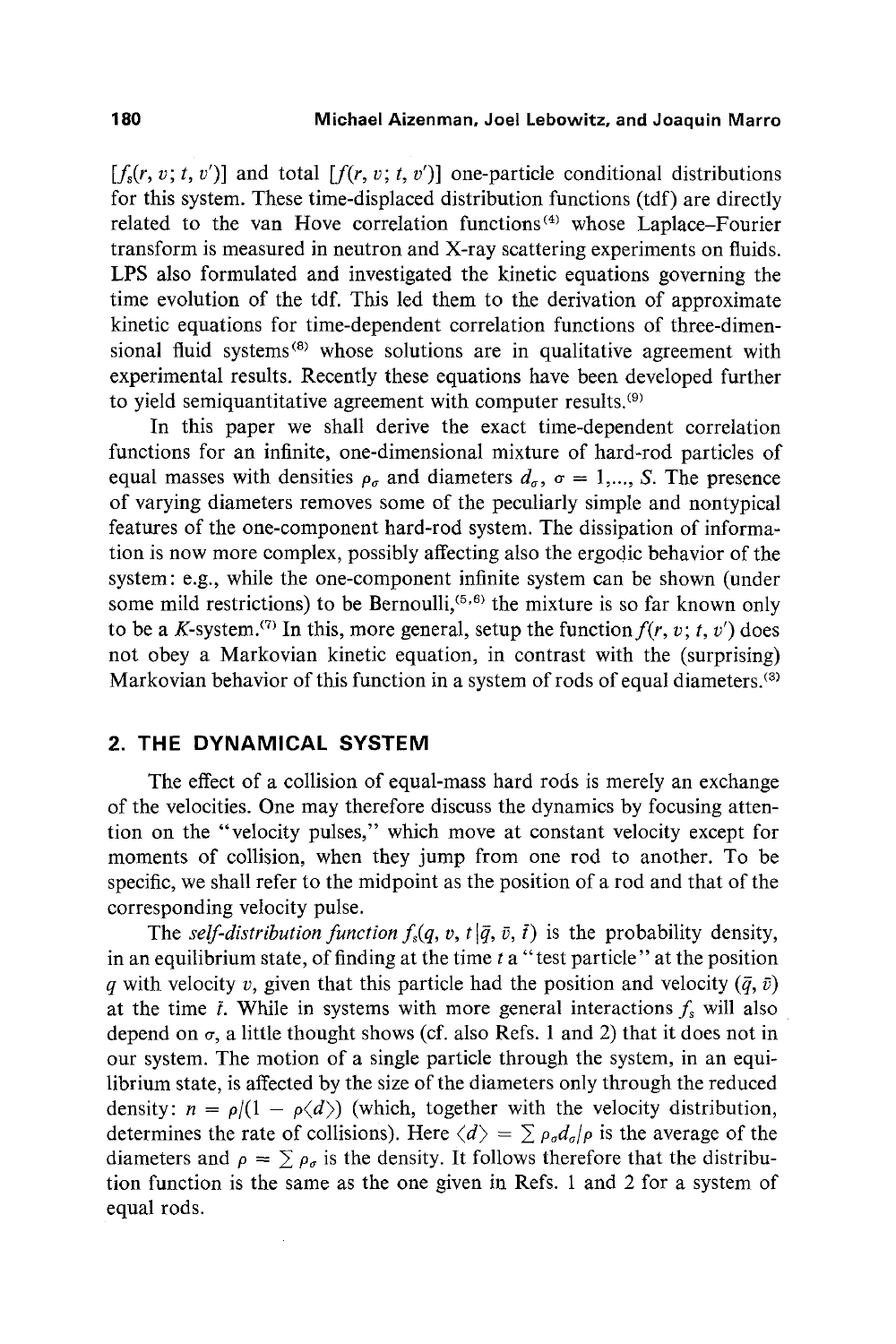$[f_s(r, v; t, v')]$ and total $[f(r, v; t, v')]$ one-particle conditional distributions for this system. These time-displaced distribution functions (tdf) are directly related to the van Hove correlation functions[4] whose Laplace–Fourier transform is measured in neutron and X-ray scattering experiments on fluids. LPS also formulated and investigated the kinetic equations governing the time evolution of the tdf. This led them to the derivation of approximate kinetic equations for time-dependent correlation functions of three-dimensional fluid systems[8] whose solutions are in qualitative agreement with experimental results. Recently these equations have been developed further to yield semiquantitative agreement with computer results.[9]

In this paper we shall derive the exact time-dependent correlation functions for an infinite, one-dimensional mixture of hard-rod particles of equal masses with densities $\rho_\sigma$ and diameters $d_\sigma$, $\sigma = 1,..., S$. The presence of varying diameters removes some of the peculiarly simple and nontypical features of the one-component hard-rod system. The dissipation of information is now more complex, possibly affecting also the ergodic behavior of the system: e.g., while the one-component infinite system can be shown (under some mild restrictions) to be Bernoulli,[5,6] the mixture is so far known only to be a $K$-system.[7] In this, more general, setup the function $f(r, v; t, v')$ does not obey a Markovian kinetic equation, in contrast with the (surprising) Markovian behavior of this function in a system of rods of equal diameters.[3]

## 2. THE DYNAMICAL SYSTEM

The effect of a collision of equal-mass hard rods is merely an exchange of the velocities. One may therefore discuss the dynamics by focusing attention on the "velocity pulses," which move at constant velocity except for moments of collision, when they jump from one rod to another. To be specific, we shall refer to the midpoint as the position of a rod and that of the corresponding velocity pulse.

The *self-distribution function* $f_s(q, v, t \,|\, \bar{q}, \bar{v}, \bar{t})$ is the probability density, in an equilibrium state, of finding at the time $t$ a "test particle" at the position $q$ with velocity $v$, given that this particle had the position and velocity $(\bar{q}, \bar{v})$ at the time $\bar{t}$. While in systems with more general interactions $f_s$ will also depend on $\sigma$, a little thought shows (cf. also Refs. 1 and 2) that it does not in our system. The motion of a single particle through the system, in an equilibrium state, is affected by the size of the diameters only through the reduced density: $n = \rho/(1 - \rho\langle d\rangle)$ (which, together with the velocity distribution, determines the rate of collisions). Here $\langle d\rangle = \sum \rho_\sigma d_\sigma/\rho$ is the average of the diameters and $\rho = \sum \rho_\sigma$ is the density. It follows therefore that the distribution function is the same as the one given in Refs. 1 and 2 for a system of equal rods.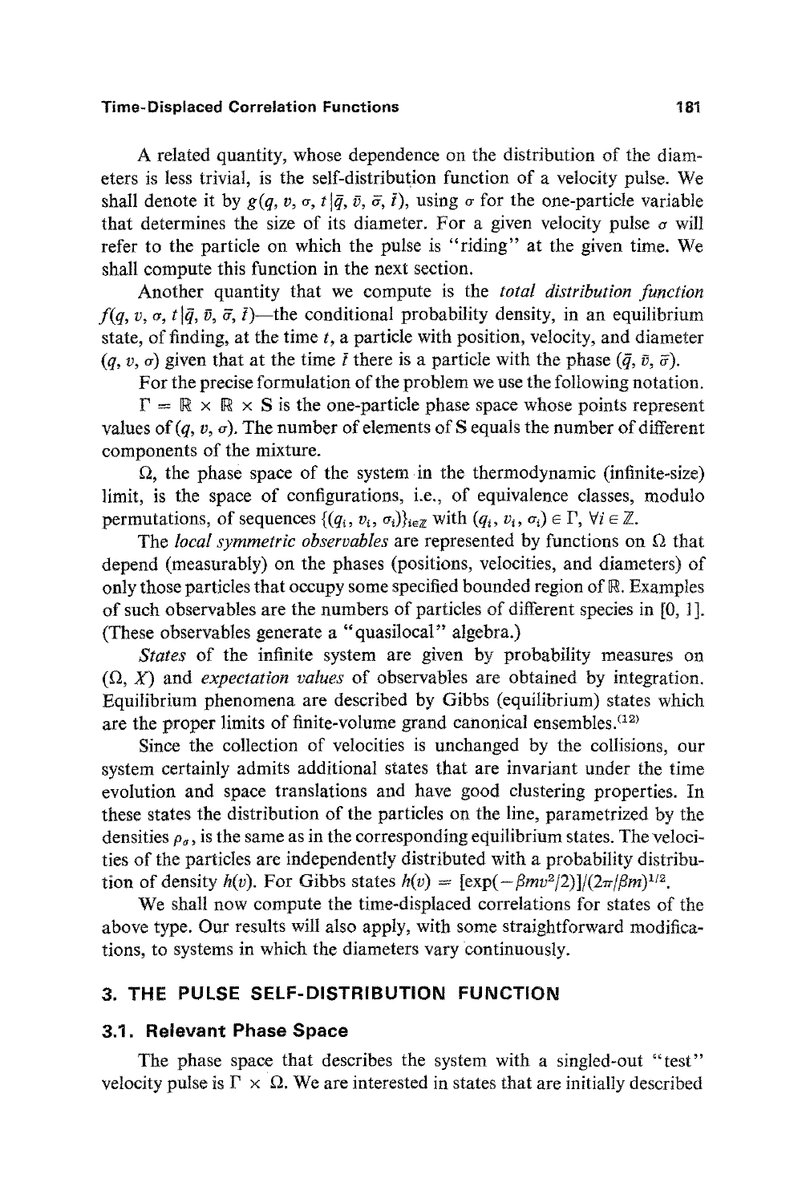A related quantity, whose dependence on the distribution of the diameters is less trivial, is the self-distribution function of a velocity pulse. We shall denote it by $g(q, v, \sigma, t \mid \bar{q}, \bar{v}, \bar{\sigma}, \bar{t})$, using $\sigma$ for the one-particle variable that determines the size of its diameter. For a given velocity pulse $\sigma$ will refer to the particle on which the pulse is "riding" at the given time. We shall compute this function in the next section.

Another quantity that we compute is the *total distribution function* $f(q, v, \sigma, t \mid \bar{q}, \bar{v}, \bar{\sigma}, \bar{t})$—the conditional probability density, in an equilibrium state, of finding, at the time $t$, a particle with position, velocity, and diameter $(q, v, \sigma)$ given that at the time $\bar{t}$ there is a particle with the phase $(\bar{q}, \bar{v}, \bar{\sigma})$.

For the precise formulation of the problem we use the following notation.

$\Gamma = \mathbb{R} \times \mathbb{R} \times \mathrm{S}$ is the one-particle phase space whose points represent values of $(q, v, \sigma)$. The number of elements of S equals the number of different components of the mixture.

$\Omega$, the phase space of the system in the thermodynamic (infinite-size) limit, is the space of configurations, i.e., of equivalence classes, modulo permutations, of sequences $\{(q_i, v_i, \sigma_i)\}_{i \in \mathbb{Z}}$ with $(q_i, v_i, \sigma_i) \in \Gamma$, $\forall i \in \mathbb{Z}$.

The *local symmetric observables* are represented by functions on $\Omega$ that depend (measurably) on the phases (positions, velocities, and diameters) of only those particles that occupy some specified bounded region of $\mathbb{R}$. Examples of such observables are the numbers of particles of different species in $[0, 1]$. (These observables generate a "quasilocal" algebra.)

*States* of the infinite system are given by probability measures on $(\Omega, X)$ and *expectation values* of observables are obtained by integration. Equilibrium phenomena are described by Gibbs (equilibrium) states which are the proper limits of finite-volume grand canonical ensembles.[12]

Since the collection of velocities is unchanged by the collisions, our system certainly admits additional states that are invariant under the time evolution and space translations and have good clustering properties. In these states the distribution of the particles on the line, parametrized by the densities $\rho_\sigma$, is the same as in the corresponding equilibrium states. The velocities of the particles are independently distributed with a probability distribution of density $h(v)$. For Gibbs states $h(v) = [\exp(-\beta m v^2/2)]/(2\pi/\beta m)^{1/2}$.

We shall now compute the time-displaced correlations for states of the above type. Our results will also apply, with some straightforward modifications, to systems in which the diameters vary continuously.

## 3. THE PULSE SELF-DISTRIBUTION FUNCTION

### 3.1. Relevant Phase Space

The phase space that describes the system with a singled-out "test" velocity pulse is $\Gamma \times \Omega$. We are interested in states that are initially described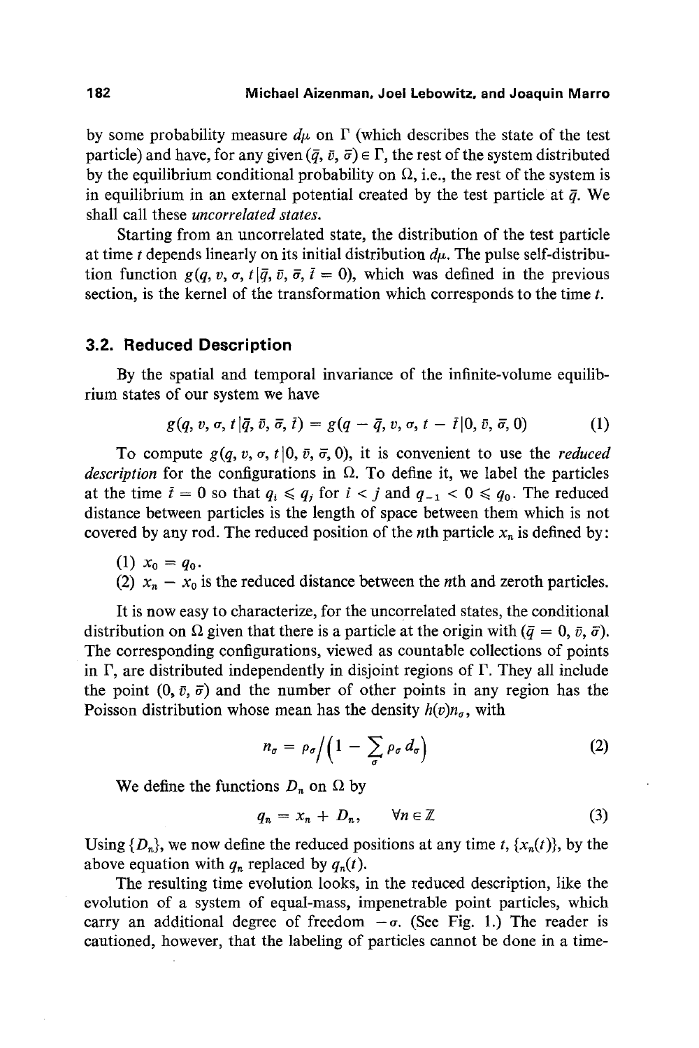by some probability measure $d\mu$ on $\Gamma$ (which describes the state of the test particle) and have, for any given $(\bar{q}, \bar{v}, \bar{\sigma}) \in \Gamma$, the rest of the system distributed by the equilibrium conditional probability on $\Omega$, i.e., the rest of the system is in equilibrium in an external potential created by the test particle at $\bar{q}$. We shall call these *uncorrelated states*.

Starting from an uncorrelated state, the distribution of the test particle at time $t$ depends linearly on its initial distribution $d\mu$. The pulse self-distribution function $g(q, v, \sigma, t \,|\, \bar{q}, \bar{v}, \bar{\sigma}, \bar{t} = 0)$, which was defined in the previous section, is the kernel of the transformation which corresponds to the time $t$.

## 3.2. Reduced Description

By the spatial and temporal invariance of the infinite-volume equilibrium states of our system we have

$$g(q, v, \sigma, t \,|\, \bar{q}, \bar{v}, \bar{\sigma}, \bar{t}) = g(q - \bar{q}, v, \sigma, t - \bar{t} \,|\, 0, \bar{v}, \bar{\sigma}, 0) \tag{1}$$

To compute $g(q, v, \sigma, t \,|\, 0, \bar{v}, \bar{\sigma}, 0)$, it is convenient to use the *reduced description* for the configurations in $\Omega$. To define it, we label the particles at the time $\bar{t} = 0$ so that $q_i \leqslant q_j$ for $i < j$ and $q_{-1} < 0 \leqslant q_0$. The reduced distance between particles is the length of space between them which is not covered by any rod. The reduced position of the $n$th particle $x_n$ is defined by:

(1) $x_0 = q_0$.
(2) $x_n - x_0$ is the reduced distance between the $n$th and zeroth particles.

It is now easy to characterize, for the uncorrelated states, the conditional distribution on $\Omega$ given that there is a particle at the origin with $(\bar{q} = 0, \bar{v}, \bar{\sigma})$. The corresponding configurations, viewed as countable collections of points in $\Gamma$, are distributed independently in disjoint regions of $\Gamma$. They all include the point $(0, \bar{v}, \bar{\sigma})$ and the number of other points in any region has the Poisson distribution whose mean has the density $h(v) n_\sigma$, with

$$n_\sigma = \rho_\sigma \Big/ \Big(1 - \sum_\sigma \rho_\sigma d_\sigma\Big) \tag{2}$$

We define the functions $D_n$ on $\Omega$ by

$$q_n = x_n + D_n, \qquad \forall n \in \mathbb{Z} \tag{3}$$

Using $\{D_n\}$, we now define the reduced positions at any time $t$, $\{x_n(t)\}$, by the above equation with $q_n$ replaced by $q_n(t)$.

The resulting time evolution looks, in the reduced description, like the evolution of a system of equal-mass, impenetrable point particles, which carry an additional degree of freedom $-\sigma$. (See Fig. 1.) The reader is cautioned, however, that the labeling of particles cannot be done in a time-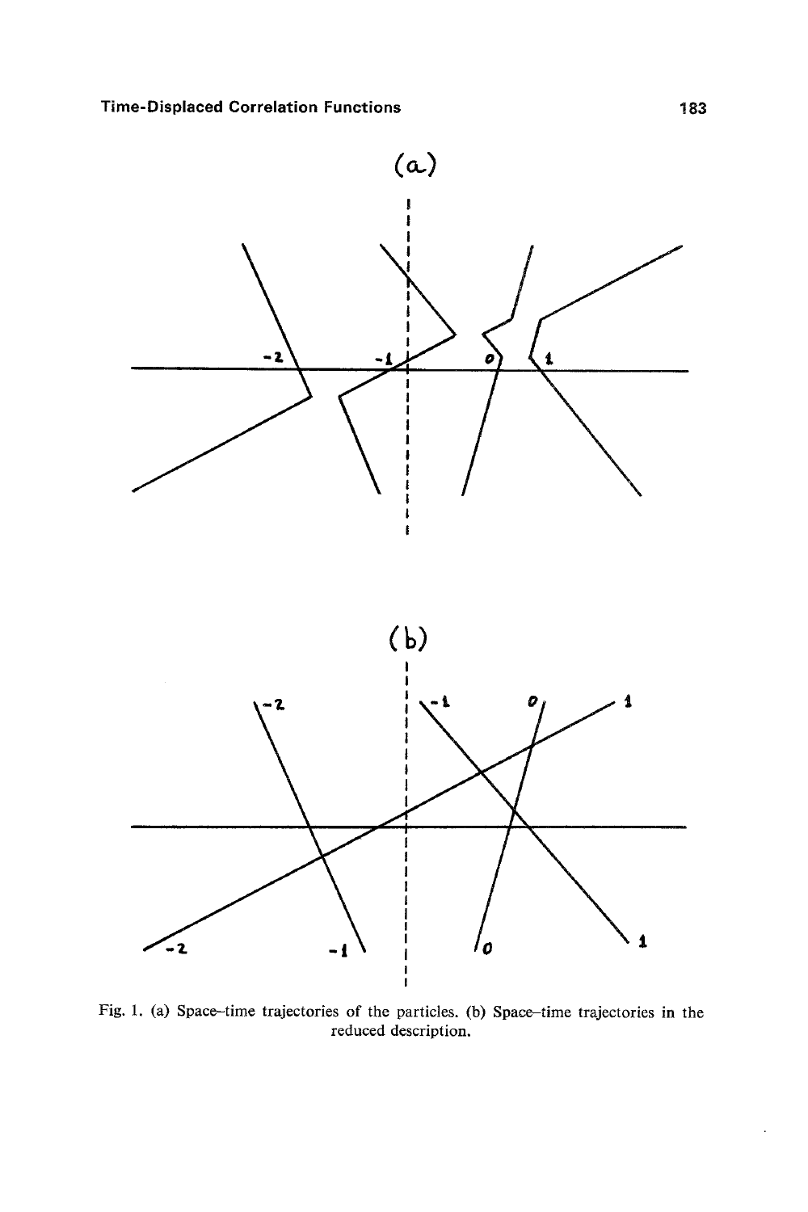Fig. 1. (a) Space–time trajectories of the particles. (b) Space–time trajectories in the reduced description.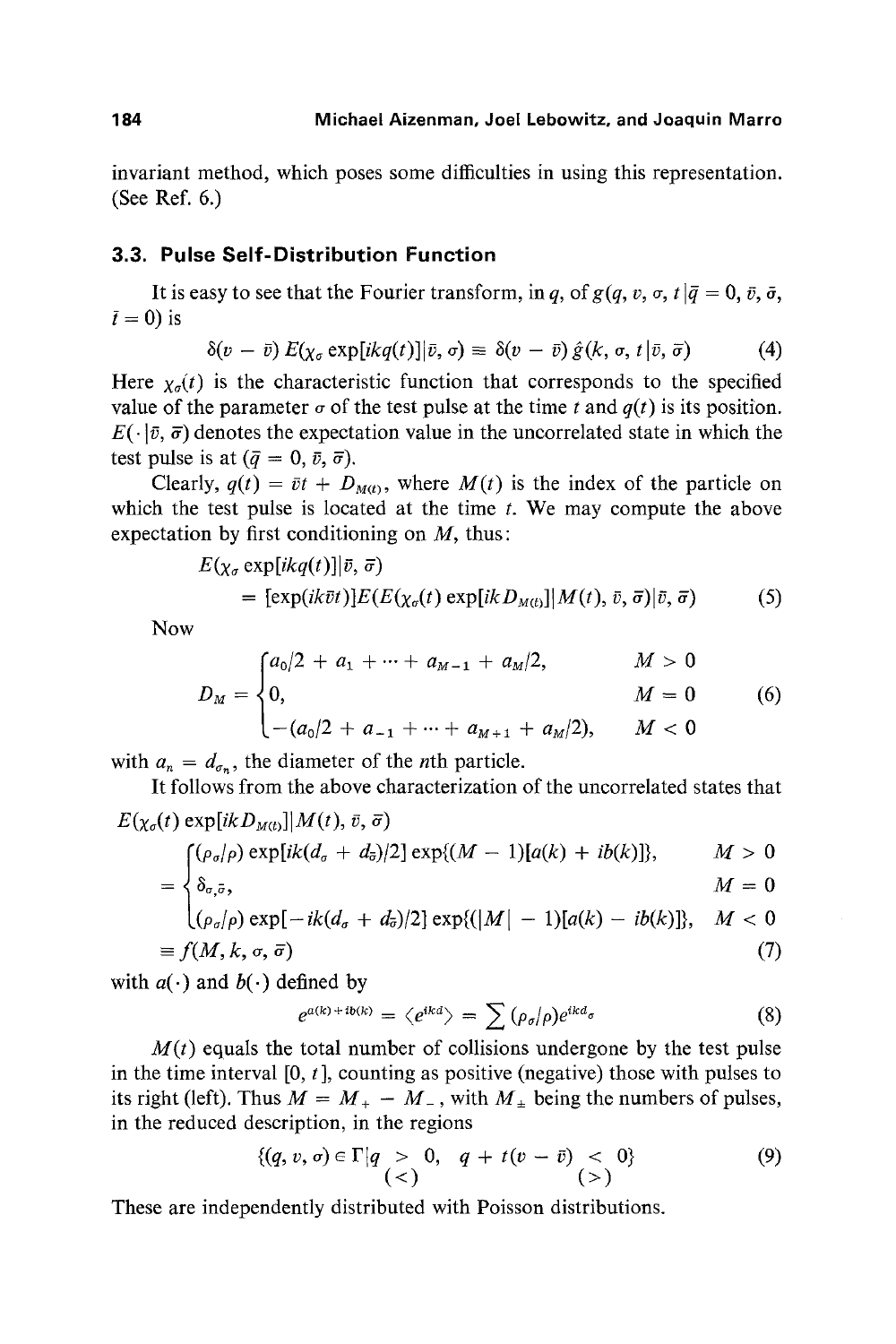invariant method, which poses some difficulties in using this representation. (See Ref. 6.)

### 3.3. Pulse Self-Distribution Function

It is easy to see that the Fourier transform, in $q$, of $g(q, v, \sigma, t \,|\, \bar{q} = 0, \bar{v}, \bar{\sigma}, \bar{t} = 0)$ is

$$\delta(v - \bar{v})\, E(\chi_\sigma \exp[ikq(t)] \,|\, \bar{v}, \sigma) \equiv \delta(v - \bar{v})\, \hat{g}(k, \sigma, t \,|\, \bar{v}, \bar{\sigma}) \tag{4}$$

Here $\chi_\sigma(t)$ is the characteristic function that corresponds to the specified value of the parameter $\sigma$ of the test pulse at the time $t$ and $q(t)$ is its position. $E(\cdot \,|\, \bar{v}, \bar{\sigma})$ denotes the expectation value in the uncorrelated state in which the test pulse is at $(\bar{q} = 0, \bar{v}, \bar{\sigma})$.

Clearly, $q(t) = \bar{v}t + D_{M(t)}$, where $M(t)$ is the index of the particle on which the test pulse is located at the time $t$. We may compute the above expectation by first conditioning on $M$, thus:

$$E(\chi_\sigma \exp[ikq(t)] \,|\, \bar{v}, \bar{\sigma}) = [\exp(ik\bar{v}t)] E(E(\chi_\sigma(t) \exp[ikD_{M(t)}] \,|\, M(t), \bar{v}, \bar{\sigma}) \,|\, \bar{v}, \bar{\sigma}) \tag{5}$$

Now

$$D_M = \begin{cases} a_0/2 + a_1 + \cdots + a_{M-1} + a_M/2, & M > 0 \\ 0, & M = 0 \\ -(a_0/2 + a_{-1} + \cdots + a_{M+1} + a_M/2), & M < 0 \end{cases} \tag{6}$$

with $a_n = d_{\sigma_n}$, the diameter of the $n$th particle.

It follows from the above characterization of the uncorrelated states that

$$\begin{aligned} &E(\chi_\sigma(t) \exp[ikD_{M(t)}] \,|\, M(t), \bar{v}, \bar{\sigma}) \\ &\quad = \begin{cases} (\rho_\sigma/\rho) \exp[ik(d_\sigma + d_{\bar{\sigma}})/2] \exp\{(M-1)[a(k) + ib(k)]\}, & M > 0 \\ \delta_{\sigma,\bar{\sigma}}, & M = 0 \\ (\rho_\sigma/\rho) \exp[-ik(d_\sigma + d_{\bar{\sigma}})/2] \exp\{(|M| - 1)[a(k) - ib(k)]\}, & M < 0 \end{cases} \\ &\quad \equiv f(M, k, \sigma, \bar{\sigma}) \end{aligned} \tag{7}$$

with $a(\cdot)$ and $b(\cdot)$ defined by

$$e^{a(k) + ib(k)} = \langle e^{ikd} \rangle = \sum (\rho_\sigma/\rho) e^{ikd_\sigma} \tag{8}$$

$M(t)$ equals the total number of collisions undergone by the test pulse in the time interval $[0, t]$, counting as positive (negative) those with pulses to its right (left). Thus $M = M_+ - M_-$, with $M_\pm$ being the numbers of pulses, in the reduced description, in the regions

$$\{(q, v, \sigma) \in \Gamma \,|\, q \underset{(<)}{>} 0,\ q + t(v - \bar{v}) \underset{(>)}{<} 0\} \tag{9}$$

These are independently distributed with Poisson distributions.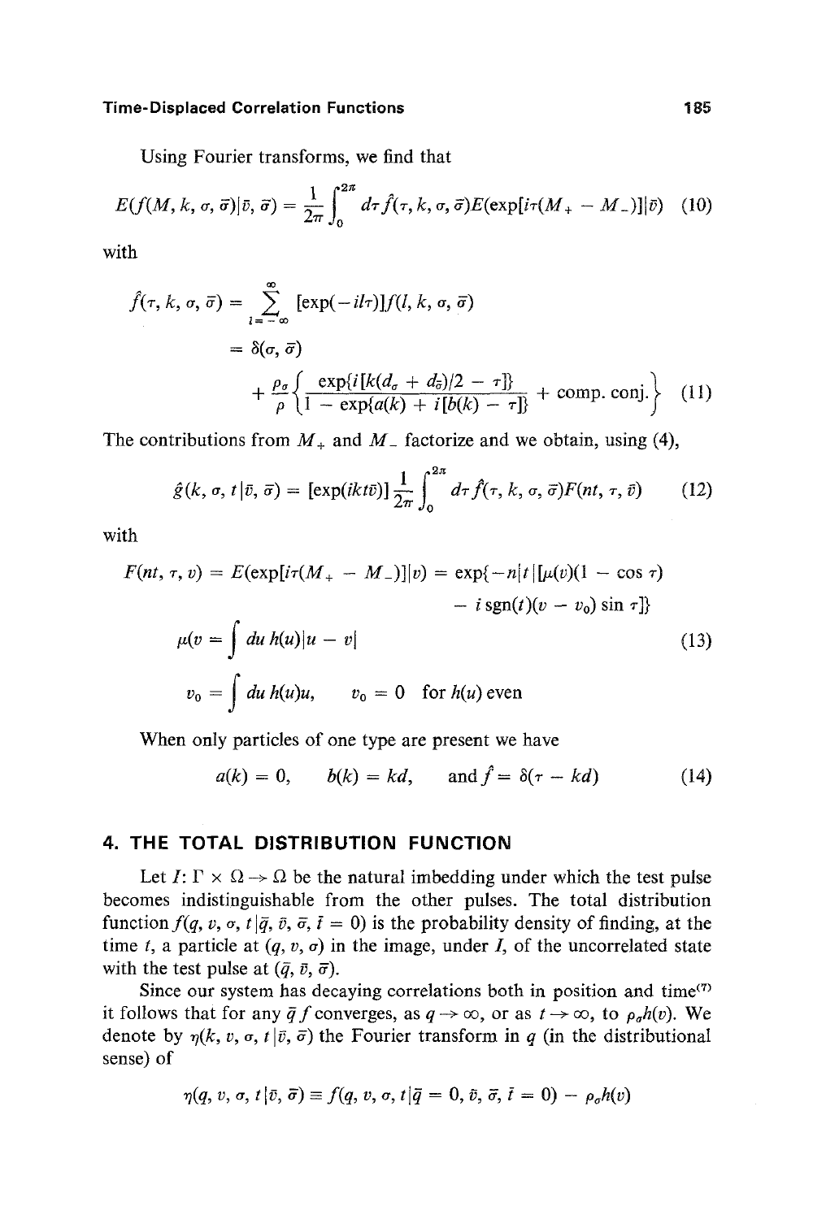Using Fourier transforms, we find that

$$E(f(M, k, \sigma, \bar{\sigma})|\bar{v}, \bar{\sigma}) = \frac{1}{2\pi}\int_0^{2\pi} d\tau \hat{f}(\tau, k, \sigma, \bar{\sigma}) E(\exp[i\tau(M_+ - M_-)]|\bar{v}) \tag{10}$$

with

$$\begin{aligned}
\hat{f}(\tau, k, \sigma, \bar{\sigma}) &= \sum_{l=-\infty}^{\infty} [\exp(-il\tau)] f(l, k, \sigma, \bar{\sigma}) \\
&= \delta(\sigma, \bar{\sigma}) \\
&\quad + \frac{\rho_\sigma}{\rho}\left\{\frac{\exp\{i[k(d_\sigma + d_{\bar{\sigma}})/2 - \tau]\}}{1 - \exp\{a(k) + i[b(k) - \tau]\}} + \text{comp. conj.}\right\}
\end{aligned} \tag{11}$$

The contributions from $M_+$ and $M_-$ factorize and we obtain, using (4),

$$\hat{g}(k, \sigma, t|\bar{v}, \bar{\sigma}) = [\exp(ikt\bar{v})]\frac{1}{2\pi}\int_0^{2\pi} d\tau \hat{f}(\tau, k, \sigma, \bar{\sigma}) F(nt, \tau, \bar{v}) \tag{12}$$

with

$$\begin{aligned}
F(nt, \tau, v) &= E(\exp[i\tau(M_+ - M_-)]|v) = \exp\{-n|t|[\mu(v)(1 - \cos\tau) \\
&\qquad - i\,\text{sgn}(t)(v - v_0)\sin\tau]\} \\
\mu(v &= \int du\, h(u)|u - v| \\
v_0 &= \int du\, h(u)u, \qquad v_0 = 0 \quad \text{for } h(u) \text{ even}
\end{aligned} \tag{13}$$

When only particles of one type are present we have

$$a(k) = 0, \qquad b(k) = kd, \qquad \text{and } \hat{f} = \delta(\tau - kd) \tag{14}$$

## 4. THE TOTAL DISTRIBUTION FUNCTION

Let $I: \Gamma \times \Omega \to \Omega$ be the natural imbedding under which the test pulse becomes indistinguishable from the other pulses. The total distribution function $f(q, v, \sigma, t|\bar{q}, \bar{v}, \bar{\sigma}, \bar{t} = 0)$ is the probability density of finding, at the time $t$, a particle at $(q, v, \sigma)$ in the image, under $I$, of the uncorrelated state with the test pulse at $(\bar{q}, \bar{v}, \bar{\sigma})$.

Since our system has decaying correlations both in position and time[7] it follows that for any $\bar{q}$ $f$ converges, as $q \to \infty$, or as $t \to \infty$, to $\rho_\sigma h(v)$. We denote by $\eta(k, v, \sigma, t|\bar{v}, \bar{\sigma})$ the Fourier transform in $q$ (in the distributional sense) of

$$\eta(q, v, \sigma, t|\bar{v}, \bar{\sigma}) \equiv f(q, v, \sigma, t|\bar{q} = 0, \bar{v}, \bar{\sigma}, \bar{t} = 0) - \rho_\sigma h(v)$$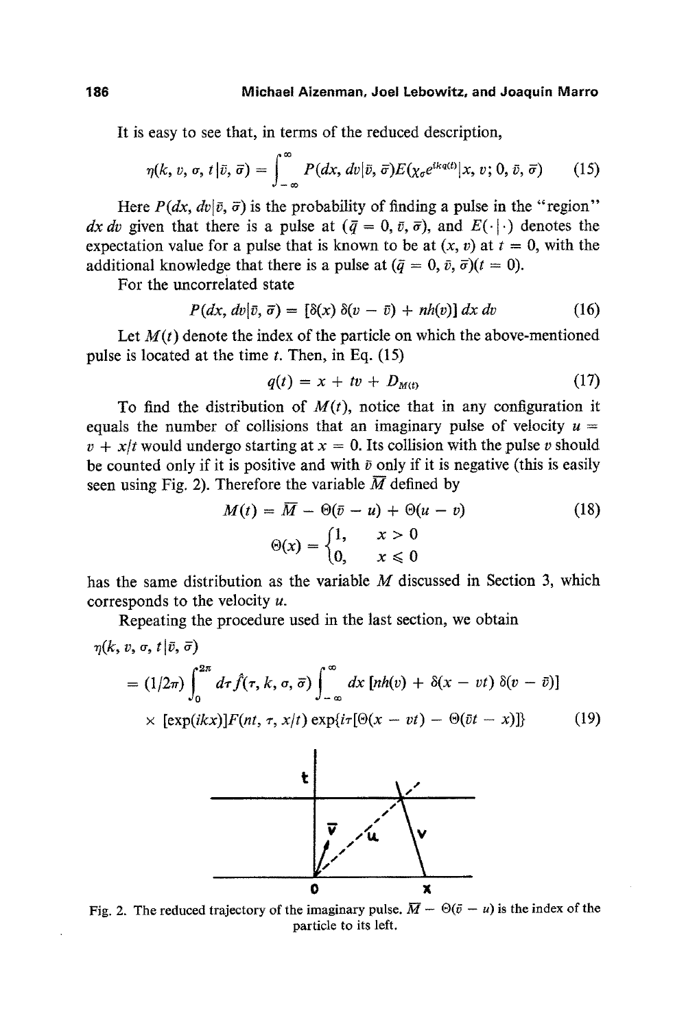It is easy to see that, in terms of the reduced description,

$$\eta(k, v, \sigma, t \,|\, \bar{v}, \bar{\sigma}) = \int_{-\infty}^{\infty} P(dx, dv \,|\, \bar{v}, \bar{\sigma}) E(\chi_\sigma e^{ikq(t)} \,|\, x, v; 0, \bar{v}, \bar{\sigma}) \tag{15}$$

Here $P(dx, dv \,|\, \bar{v}, \bar{\sigma})$ is the probability of finding a pulse in the "region" $dx\, dv$ given that there is a pulse at $(\bar{q} = 0, \bar{v}, \bar{\sigma})$, and $E(\cdot \,|\, \cdot)$ denotes the expectation value for a pulse that is known to be at $(x, v)$ at $t = 0$, with the additional knowledge that there is a pulse at $(\bar{q} = 0, \bar{v}, \bar{\sigma})(t = 0)$.

For the uncorrelated state

$$P(dx, dv \,|\, \bar{v}, \bar{\sigma}) = [\delta(x)\, \delta(v - \bar{v}) + nh(v)]\, dx\, dv \tag{16}$$

Let $M(t)$ denote the index of the particle on which the above-mentioned pulse is located at the time $t$. Then, in Eq. (15)

$$q(t) = x + tv + D_{M(t)} \tag{17}$$

To find the distribution of $M(t)$, notice that in any configuration it equals the number of collisions that an imaginary pulse of velocity $u = v + x/t$ would undergo starting at $x = 0$. Its collision with the pulse $v$ should be counted only if it is positive and with $\bar{v}$ only if it is negative (this is easily seen using Fig. 2). Therefore the variable $\bar{M}$ defined by

$$M(t) = \bar{M} - \Theta(\bar{v} - u) + \Theta(u - v) \tag{18}$$

$$\Theta(x) = \begin{cases} 1, & x > 0 \\ 0, & x \leqslant 0 \end{cases}$$

has the same distribution as the variable $M$ discussed in Section 3, which corresponds to the velocity $u$.

Repeating the procedure used in the last section, we obtain

$$\begin{aligned} &\eta(k, v, \sigma, t \,|\, \bar{v}, \bar{\sigma}) \\ &\quad = (1/2\pi) \int_0^{2\pi} d\tau \hat{f}(\tau, k, \sigma, \bar{\sigma}) \int_{-\infty}^{\infty} dx\, [nh(v) + \delta(x - vt)\, \delta(v - \bar{v})] \\ &\qquad \times [\exp(ikx)] F(nt, \tau, x/t) \exp\{i\tau[\Theta(x - vt) - \Theta(\bar{v}t - x)]\} \end{aligned} \tag{19}$$

Fig. 2. The reduced trajectory of the imaginary pulse. $\bar{M} - \Theta(\bar{v} - u)$ is the index of the particle to its left.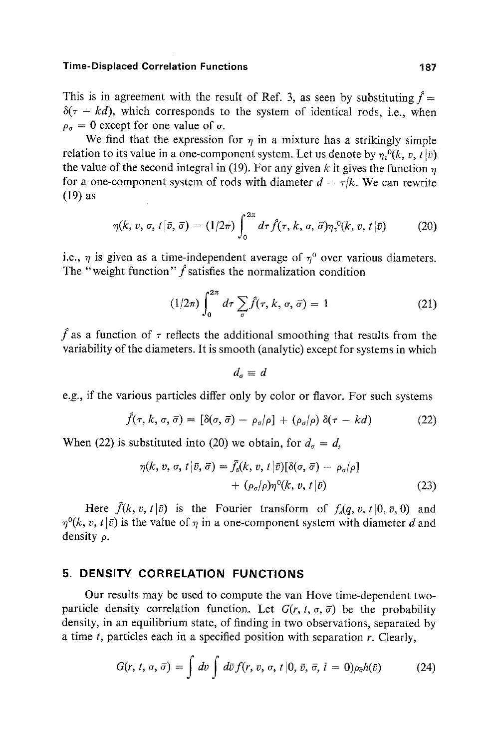This is in agreement with the result of Ref. 3, as seen by substituting $\hat{f} = \delta(\tau - kd)$, which corresponds to the system of identical rods, i.e., when $\rho_\sigma = 0$ except for one value of $\sigma$.

We find that the expression for $\eta$ in a mixture has a strikingly simple relation to its value in a one-component system. Let us denote by $\eta_\tau^0(k, v, t\,|\,\bar{v})$ the value of the second integral in (19). For any given $k$ it gives the function $\eta$ for a one-component system of rods with diameter $d = \tau/k$. We can rewrite (19) as

$$\eta(k, v, \sigma, t\,|\,\bar{v}, \bar{\sigma}) = (1/2\pi) \int_0^{2\pi} d\tau\, \hat{f}(\tau, k, \sigma, \bar{\sigma})\eta_\tau^0(k, v, t\,|\,\bar{v}) \tag{20}$$

i.e., $\eta$ is given as a time-independent average of $\eta^0$ over various diameters. The "weight function" $\hat{f}$ satisfies the normalization condition

$$(1/2\pi) \int_0^{2\pi} d\tau \sum_\sigma \hat{f}(\tau, k, \sigma, \bar{\sigma}) = 1 \tag{21}$$

$\hat{f}$ as a function of $\tau$ reflects the additional smoothing that results from the variability of the diameters. It is smooth (analytic) except for systems in which

$$d_\sigma \equiv d$$

e.g., if the various particles differ only by color or flavor. For such systems

$$\hat{f}(\tau, k, \sigma, \bar{\sigma}) = [\delta(\sigma, \bar{\sigma}) - \rho_\sigma/\rho] + (\rho_\sigma/\rho)\, \delta(\tau - kd) \tag{22}$$

When (22) is substituted into (20) we obtain, for $d_\sigma = d$,

$$\eta(k, v, \sigma, t\,|\,\bar{v}, \bar{\sigma}) = \tilde{f}_s(k, v, t\,|\,\bar{v})[\delta(\sigma, \bar{\sigma}) - \rho_\sigma/\rho] + (\rho_\sigma/\rho)\eta^0(k, v, t\,|\,\bar{v}) \tag{23}$$

Here $\tilde{f}(k, v, t\,|\,\bar{v})$ is the Fourier transform of $f_s(q, v, t\,|\,0, \bar{v}, 0)$ and $\eta^0(k, v, t\,|\,\bar{v})$ is the value of $\eta$ in a one-component system with diameter $d$ and density $\rho$.

## 5. DENSITY CORRELATION FUNCTIONS

Our results may be used to compute the van Hove time-dependent two-particle density correlation function. Let $G(r, t, \sigma, \bar{\sigma})$ be the probability density, in an equilibrium state, of finding in two observations, separated by a time $t$, particles each in a specified position with separation $r$. Clearly,

$$G(r, t, \sigma, \bar{\sigma}) = \int dv \int d\bar{v}\, f(r, v, \sigma, t\,|\,0, \bar{v}, \bar{\sigma}, \bar{t} = 0)\rho_{\bar{\sigma}} h(\bar{v}) \tag{24}$$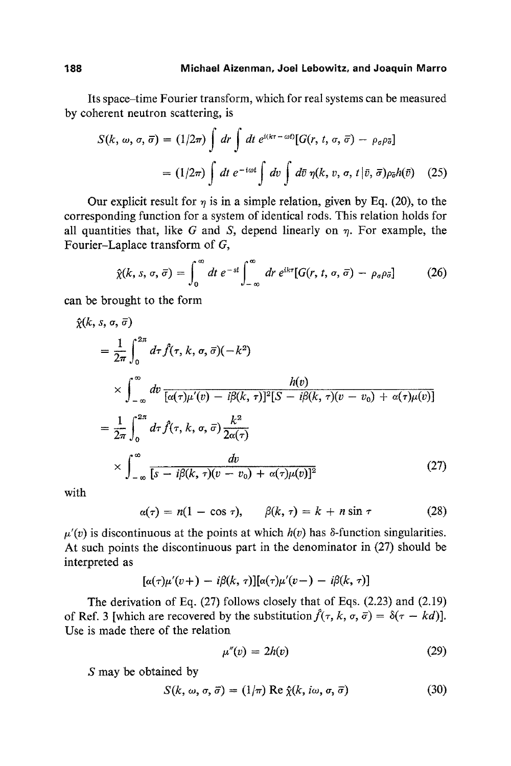Its space–time Fourier transform, which for real systems can be measured by coherent neutron scattering, is

$$S(k, \omega, \sigma, \bar{\sigma}) = (1/2\pi) \int dr \int dt\, e^{i(kr - \omega t)}[G(r, t, \sigma, \bar{\sigma}) - \rho_\sigma \rho_{\bar{\sigma}}]$$
$$= (1/2\pi) \int dt\, e^{-i\omega t} \int dv \int d\bar{v}\, \eta(k, v, \sigma, t | \bar{v}, \bar{\sigma}) \rho_{\bar{\sigma}} h(\bar{v}) \qquad (25)$$

Our explicit result for $\eta$ is in a simple relation, given by Eq. (20), to the corresponding function for a system of identical rods. This relation holds for all quantities that, like $G$ and $S$, depend linearly on $\eta$. For example, the Fourier–Laplace transform of $G$,

$$\hat{\chi}(k, s, \sigma, \bar{\sigma}) = \int_0^\infty dt\, e^{-st} \int_{-\infty}^\infty dr\, e^{ikr}[G(r, t, \sigma, \bar{\sigma}) - \rho_\sigma \rho_{\bar{\sigma}}] \qquad (26)$$

can be brought to the form

$$\hat{\chi}(k, s, \sigma, \bar{\sigma})$$
$$= \frac{1}{2\pi} \int_0^{2\pi} d\tau \hat{f}(\tau, k, \sigma, \bar{\sigma})(-k^2)$$
$$\times \int_{-\infty}^\infty dv \frac{h(v)}{[\alpha(\tau)\mu'(v) - i\beta(k, \tau)]^2 [S - i\beta(k, \tau)(v - v_0) + \alpha(\tau)\mu(v)]}$$
$$= \frac{1}{2\pi} \int_0^{2\pi} d\tau \hat{f}(\tau, k, \sigma, \bar{\sigma}) \frac{k^2}{2\alpha(\tau)}$$
$$\times \int_{-\infty}^\infty \frac{dv}{[s - i\beta(k, \tau)(v - v_0) + \alpha(\tau)\mu(v)]^2} \qquad (27)$$

with

$$\alpha(\tau) = n(1 - \cos \tau), \qquad \beta(k, \tau) = k + n \sin \tau \qquad (28)$$

$\mu'(v)$ is discontinuous at the points at which $h(v)$ has $\delta$-function singularities. At such points the discontinuous part in the denominator in (27) should be interpreted as

$$[\alpha(\tau)\mu'(v+) - i\beta(k, \tau)][\alpha(\tau)\mu'(v-) - i\beta(k, \tau)]$$

The derivation of Eq. (27) follows closely that of Eqs. (2.23) and (2.19) of Ref. 3 [which are recovered by the substitution $\hat{f}(\tau, k, \sigma, \bar{\sigma}) = \delta(\tau - kd)$]. Use is made there of the relation

$$\mu''(v) = 2h(v) \qquad (29)$$

$S$ may be obtained by

$$S(k, \omega, \sigma, \bar{\sigma}) = (1/\pi) \operatorname{Re} \hat{\chi}(k, i\omega, \sigma, \bar{\sigma}) \qquad (30)$$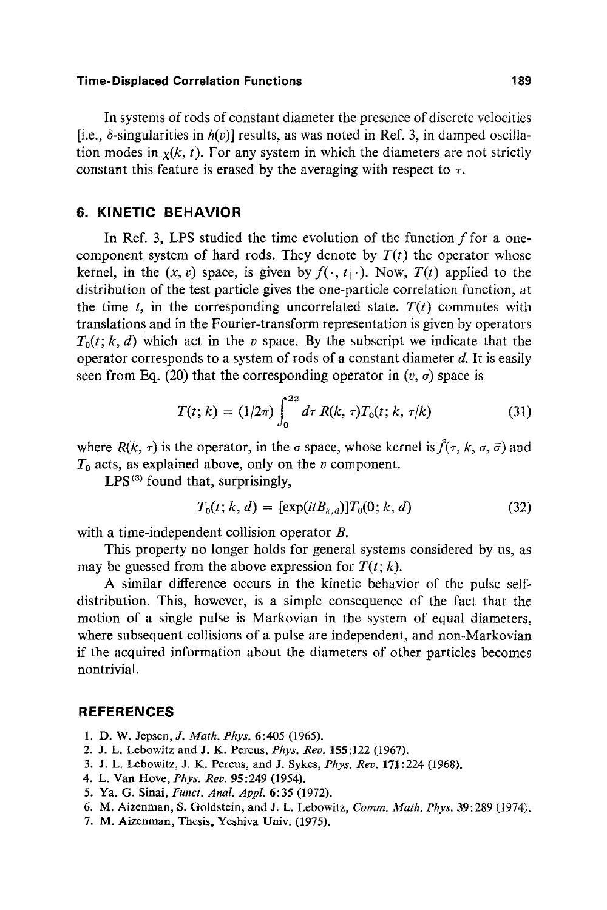In systems of rods of constant diameter the presence of discrete velocities [i.e., $\delta$-singularities in $h(v)$] results, as was noted in Ref. 3, in damped oscillation modes in $\chi(k, t)$. For any system in which the diameters are not strictly constant this feature is erased by the averaging with respect to $\tau$.

## 6. KINETIC BEHAVIOR

In Ref. 3, LPS studied the time evolution of the function $f$ for a one-component system of hard rods. They denote by $T(t)$ the operator whose kernel, in the $(x, v)$ space, is given by $f(\cdot, t \mid \cdot)$. Now, $T(t)$ applied to the distribution of the test particle gives the one-particle correlation function, at the time $t$, in the corresponding uncorrelated state. $T(t)$ commutes with translations and in the Fourier-transform representation is given by operators $T_0(t; k, d)$ which act in the $v$ space. By the subscript we indicate that the operator corresponds to a system of rods of a constant diameter $d$. It is easily seen from Eq. (20) that the corresponding operator in $(v, \sigma)$ space is

$$T(t; k) = (1/2\pi) \int_0^{2\pi} d\tau \, R(k, \tau) T_0(t; k, \tau/k) \tag{31}$$

where $R(k, \tau)$ is the operator, in the $\sigma$ space, whose kernel is $\hat{f}(\tau, k, \sigma, \bar{\sigma})$ and $T_0$ acts, as explained above, only on the $v$ component.

LPS[3] found that, surprisingly,

$$T_0(t; k, d) = [\exp(itB_{k,d})] T_0(0; k, d) \tag{32}$$

with a time-independent collision operator $B$.

This property no longer holds for general systems considered by us, as may be guessed from the above expression for $T(t; k)$.

A similar difference occurs in the kinetic behavior of the pulse self-distribution. This, however, is a simple consequence of the fact that the motion of a single pulse is Markovian in the system of equal diameters, where subsequent collisions of a pulse are independent, and non-Markovian if the acquired information about the diameters of other particles becomes nontrivial.

## REFERENCES

1. D. W. Jepsen, *J. Math. Phys.* **6**:405 (1965).
2. J. L. Lebowitz and J. K. Percus, *Phys. Rev.* **155**:122 (1967).
3. J. L. Lebowitz, J. K. Percus, and J. Sykes, *Phys. Rev.* **171**:224 (1968).
4. L. Van Hove, *Phys. Rev.* **95**:249 (1954).
5. Ya. G. Sinai, *Funct. Anal. Appl.* **6**:35 (1972).
6. M. Aizenman, S. Goldstein, and J. L. Lebowitz, *Comm. Math. Phys.* **39**:289 (1974).
7. M. Aizenman, Thesis, Yeshiva Univ. (1975).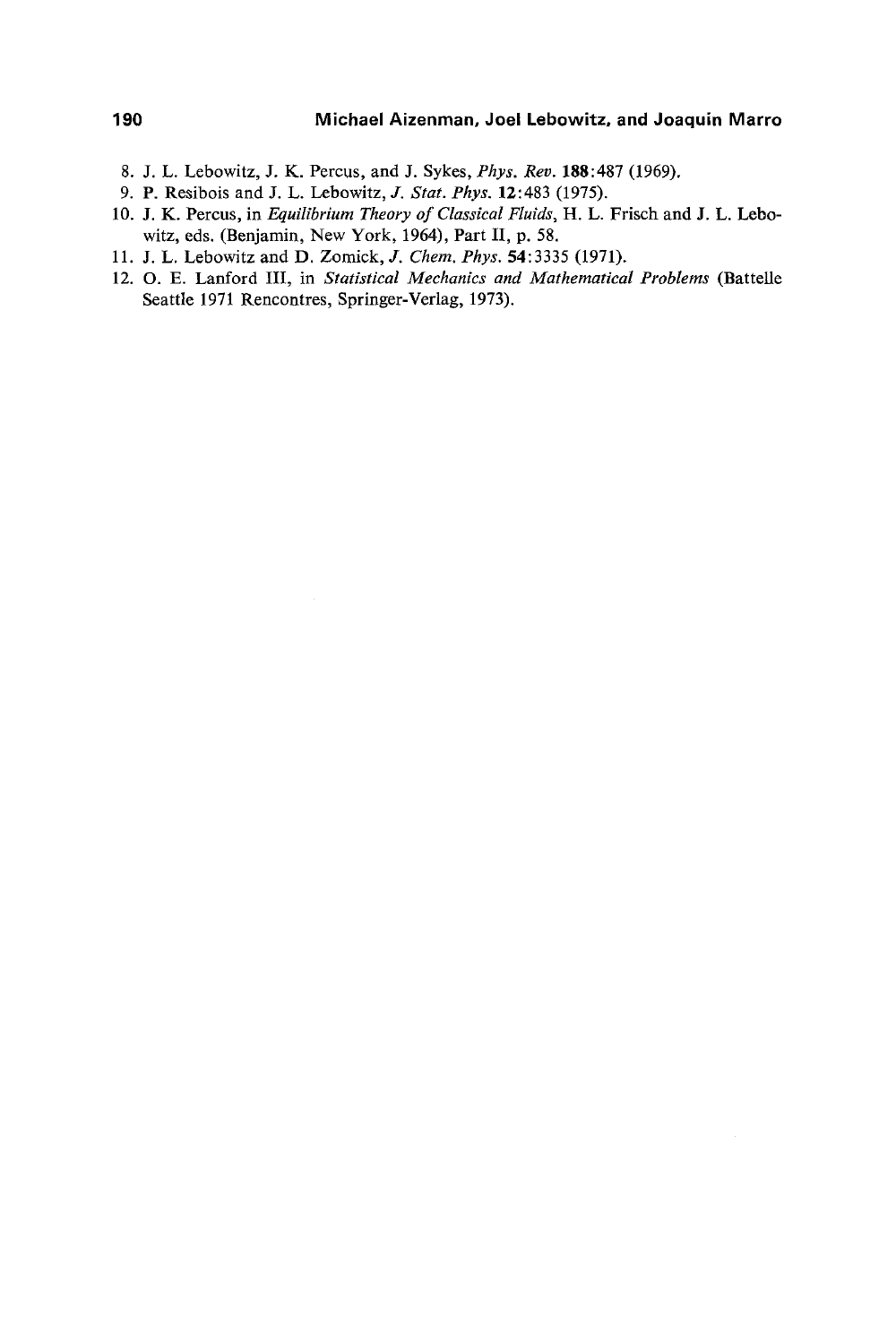8. J. L. Lebowitz, J. K. Percus, and J. Sykes, *Phys. Rev.* **188**:487 (1969).
9. P. Resibois and J. L. Lebowitz, *J. Stat. Phys.* **12**:483 (1975).
10. J. K. Percus, in *Equilibrium Theory of Classical Fluids*, H. L. Frisch and J. L. Lebowitz, eds. (Benjamin, New York, 1964), Part II, p. 58.
11. J. L. Lebowitz and D. Zomick, *J. Chem. Phys.* **54**:3335 (1971).
12. O. E. Lanford III, in *Statistical Mechanics and Mathematical Problems* (Battelle Seattle 1971 Rencontres, Springer-Verlag, 1973).